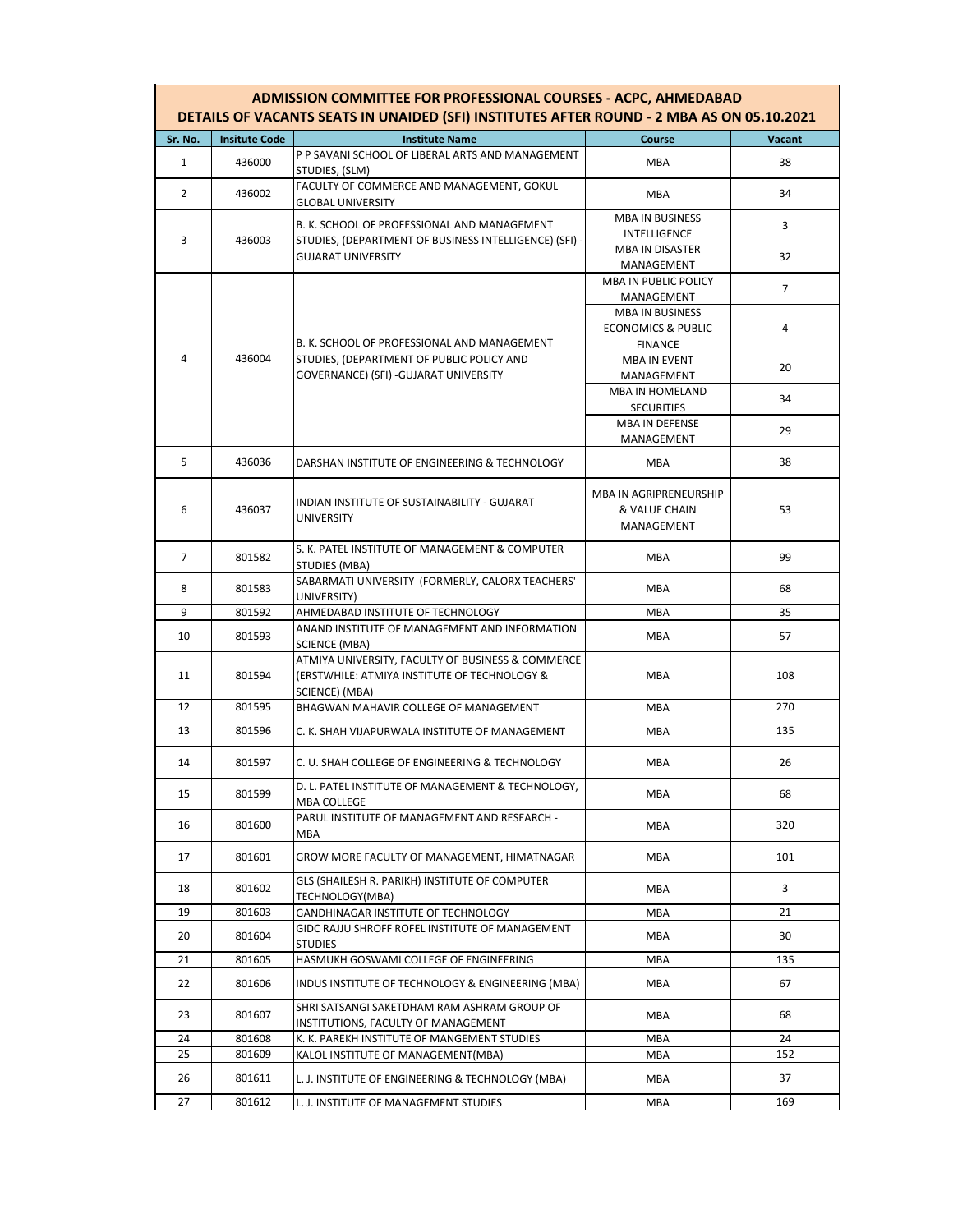# ADMISSION COMMITTEE FOR PROFESSIONAL COURSES - ACPC, AHMEDABAD

## DETAILS OF VACANTS SEATS IN UNAIDED (SFI) INSTITUTES AFTER ROUND - 2 MBA AS ON 05.10.2021

| Sr. No. | Insitute Code | Institute Name | Course | Vacant |
|---|---|---|---|---|
| 1 | 436000 | P P SAVANI SCHOOL OF LIBERAL ARTS AND MANAGEMENT STUDIES, (SLM) | MBA | 38 |
| 2 | 436002 | FACULTY OF COMMERCE AND MANAGEMENT, GOKUL GLOBAL UNIVERSITY | MBA | 34 |
| 3 | 436003 | B. K. SCHOOL OF PROFESSIONAL AND MANAGEMENT STUDIES, (DEPARTMENT OF BUSINESS INTELLIGENCE) (SFI) -GUJARAT UNIVERSITY | MBA IN BUSINESS INTELLIGENCE | 3 |
| | | | MBA IN DISASTER MANAGEMENT | 32 |
| 4 | 436004 | B. K. SCHOOL OF PROFESSIONAL AND MANAGEMENT STUDIES, (DEPARTMENT OF PUBLIC POLICY AND GOVERNANCE) (SFI) -GUJARAT UNIVERSITY | MBA IN PUBLIC POLICY MANAGEMENT | 7 |
| | | | MBA IN BUSINESS ECONOMICS & PUBLIC FINANCE | 4 |
| | | | MBA IN EVENT MANAGEMENT | 20 |
| | | | MBA IN HOMELAND SECURITIES | 34 |
| | | | MBA IN DEFENSE MANAGEMENT | 29 |
| 5 | 436036 | DARSHAN INSTITUTE OF ENGINEERING & TECHNOLOGY | MBA | 38 |
| 6 | 436037 | INDIAN INSTITUTE OF SUSTAINABILITY - GUJARAT UNIVERSITY | MBA IN AGRIPRENEURSHIP & VALUE CHAIN MANAGEMENT | 53 |
| 7 | 801582 | S. K. PATEL INSTITUTE OF MANAGEMENT & COMPUTER STUDIES (MBA) | MBA | 99 |
| 8 | 801583 | SABARMATI UNIVERSITY (FORMERLY, CALORX TEACHERS' UNIVERSITY) | MBA | 68 |
| 9 | 801592 | AHMEDABAD INSTITUTE OF TECHNOLOGY | MBA | 35 |
| 10 | 801593 | ANAND INSTITUTE OF MANAGEMENT AND INFORMATION SCIENCE (MBA) | MBA | 57 |
| 11 | 801594 | ATMIYA UNIVERSITY, FACULTY OF BUSINESS & COMMERCE (ERSTWHILE: ATMIYA INSTITUTE OF TECHNOLOGY & SCIENCE) (MBA) | MBA | 108 |
| 12 | 801595 | BHAGWAN MAHAVIR COLLEGE OF MANAGEMENT | MBA | 270 |
| 13 | 801596 | C. K. SHAH VIJAPURWALA INSTITUTE OF MANAGEMENT | MBA | 135 |
| 14 | 801597 | C. U. SHAH COLLEGE OF ENGINEERING & TECHNOLOGY | MBA | 26 |
| 15 | 801599 | D. L. PATEL INSTITUTE OF MANAGEMENT & TECHNOLOGY, MBA COLLEGE | MBA | 68 |
| 16 | 801600 | PARUL INSTITUTE OF MANAGEMENT AND RESEARCH - MBA | MBA | 320 |
| 17 | 801601 | GROW MORE FACULTY OF MANAGEMENT, HIMATNAGAR | MBA | 101 |
| 18 | 801602 | GLS (SHAILESH R. PARIKH) INSTITUTE OF COMPUTER TECHNOLOGY(MBA) | MBA | 3 |
| 19 | 801603 | GANDHINAGAR INSTITUTE OF TECHNOLOGY | MBA | 21 |
| 20 | 801604 | GIDC RAJJU SHROFF ROFEL INSTITUTE OF MANAGEMENT STUDIES | MBA | 30 |
| 21 | 801605 | HASMUKH GOSWAMI COLLEGE OF ENGINEERING | MBA | 135 |
| 22 | 801606 | INDUS INSTITUTE OF TECHNOLOGY & ENGINEERING (MBA) | MBA | 67 |
| 23 | 801607 | SHRI SATSANGI SAKETDHAM RAM ASHRAM GROUP OF INSTITUTIONS, FACULTY OF MANAGEMENT | MBA | 68 |
| 24 | 801608 | K. K. PAREKH INSTITUTE OF MANGEMENT STUDIES | MBA | 24 |
| 25 | 801609 | KALOL INSTITUTE OF MANAGEMENT(MBA) | MBA | 152 |
| 26 | 801611 | L. J. INSTITUTE OF ENGINEERING & TECHNOLOGY (MBA) | MBA | 37 |
| 27 | 801612 | L. J. INSTITUTE OF MANAGEMENT STUDIES | MBA | 169 |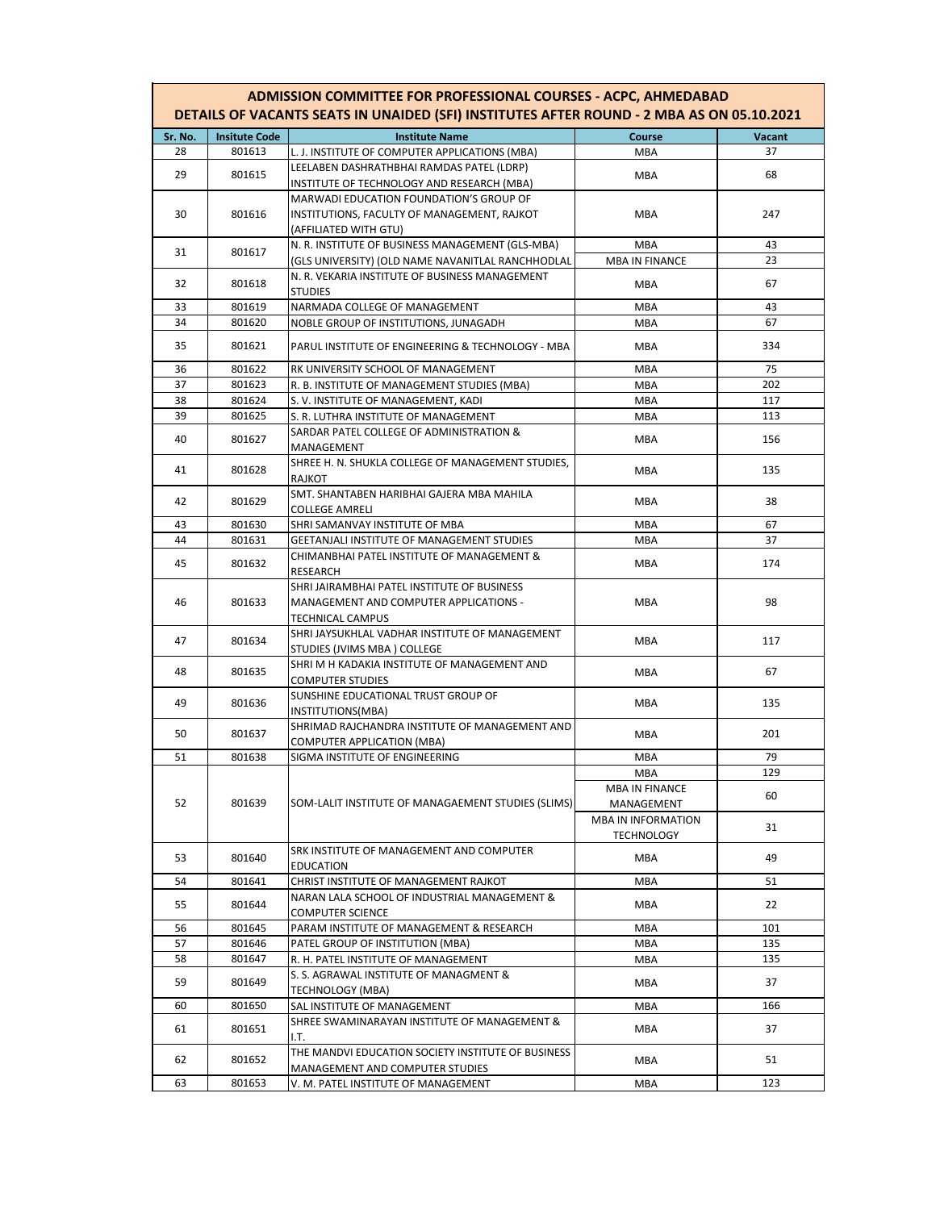## ADMISSION COMMITTEE FOR PROFESSIONAL COURSES - ACPC, AHMEDABAD

## DETAILS OF VACANTS SEATS IN UNAIDED (SFI) INSTITUTES AFTER ROUND - 2 MBA AS ON 05.10.2021

| Sr. No. | Insitute Code | Institute Name | Course | Vacant |
|---|---|---|---|---|
| 28 | 801613 | L. J. INSTITUTE OF COMPUTER APPLICATIONS (MBA) | MBA | 37 |
| 29 | 801615 | LEELABEN DASHRATHBHAI RAMDAS PATEL (LDRP) INSTITUTE OF TECHNOLOGY AND RESEARCH (MBA) | MBA | 68 |
| 30 | 801616 | MARWADI EDUCATION FOUNDATION'S GROUP OF INSTITUTIONS, FACULTY OF MANAGEMENT, RAJKOT (AFFILIATED WITH GTU) | MBA | 247 |
| 31 | 801617 | N. R. INSTITUTE OF BUSINESS MANAGEMENT (GLS-MBA) (GLS UNIVERSITY) (OLD NAME NAVANITLAL RANCHHODLAL | MBA | 43 |
| | | | MBA IN FINANCE | 23 |
| 32 | 801618 | N. R. VEKARIA INSTITUTE OF BUSINESS MANAGEMENT STUDIES | MBA | 67 |
| 33 | 801619 | NARMADA COLLEGE OF MANAGEMENT | MBA | 43 |
| 34 | 801620 | NOBLE GROUP OF INSTITUTIONS, JUNAGADH | MBA | 67 |
| 35 | 801621 | PARUL INSTITUTE OF ENGINEERING & TECHNOLOGY - MBA | MBA | 334 |
| 36 | 801622 | RK UNIVERSITY SCHOOL OF MANAGEMENT | MBA | 75 |
| 37 | 801623 | R. B. INSTITUTE OF MANAGEMENT STUDIES (MBA) | MBA | 202 |
| 38 | 801624 | S. V. INSTITUTE OF MANAGEMENT, KADI | MBA | 117 |
| 39 | 801625 | S. R. LUTHRA INSTITUTE OF MANAGEMENT | MBA | 113 |
| 40 | 801627 | SARDAR PATEL COLLEGE OF ADMINISTRATION & MANAGEMENT | MBA | 156 |
| 41 | 801628 | SHREE H. N. SHUKLA COLLEGE OF MANAGEMENT STUDIES, RAJKOT | MBA | 135 |
| 42 | 801629 | SMT. SHANTABEN HARIBHAI GAJERA MBA MAHILA COLLEGE AMRELI | MBA | 38 |
| 43 | 801630 | SHRI SAMANVAY INSTITUTE OF MBA | MBA | 67 |
| 44 | 801631 | GEETANJALI INSTITUTE OF MANAGEMENT STUDIES | MBA | 37 |
| 45 | 801632 | CHIMANBHAI PATEL INSTITUTE OF MANAGEMENT & RESEARCH | MBA | 174 |
| 46 | 801633 | SHRI JAIRAMBHAI PATEL INSTITUTE OF BUSINESS MANAGEMENT AND COMPUTER APPLICATIONS - TECHNICAL CAMPUS | MBA | 98 |
| 47 | 801634 | SHRI JAYSUKHLAL VADHAR INSTITUTE OF MANAGEMENT STUDIES (JVIMS MBA ) COLLEGE | MBA | 117 |
| 48 | 801635 | SHRI M H KADAKIA INSTITUTE OF MANAGEMENT AND COMPUTER STUDIES | MBA | 67 |
| 49 | 801636 | SUNSHINE EDUCATIONAL TRUST GROUP OF INSTITUTIONS(MBA) | MBA | 135 |
| 50 | 801637 | SHRIMAD RAJCHANDRA INSTITUTE OF MANAGEMENT AND COMPUTER APPLICATION (MBA) | MBA | 201 |
| 51 | 801638 | SIGMA INSTITUTE OF ENGINEERING | MBA | 79 |
| 52 | 801639 | SOM-LALIT INSTITUTE OF MANAGAEMENT STUDIES (SLIMS) | MBA | 129 |
| | | | MBA IN FINANCE MANAGEMENT | 60 |
| | | | MBA IN INFORMATION TECHNOLOGY | 31 |
| 53 | 801640 | SRK INSTITUTE OF MANAGEMENT AND COMPUTER EDUCATION | MBA | 49 |
| 54 | 801641 | CHRIST INSTITUTE OF MANAGEMENT RAJKOT | MBA | 51 |
| 55 | 801644 | NARAN LALA SCHOOL OF INDUSTRIAL MANAGEMENT & COMPUTER SCIENCE | MBA | 22 |
| 56 | 801645 | PARAM INSTITUTE OF MANAGEMENT & RESEARCH | MBA | 101 |
| 57 | 801646 | PATEL GROUP OF INSTITUTION (MBA) | MBA | 135 |
| 58 | 801647 | R. H. PATEL INSTITUTE OF MANAGEMENT | MBA | 135 |
| 59 | 801649 | S. S. AGRAWAL INSTITUTE OF MANAGMENT & TECHNOLOGY (MBA) | MBA | 37 |
| 60 | 801650 | SAL INSTITUTE OF MANAGEMENT | MBA | 166 |
| 61 | 801651 | SHREE SWAMINARAYAN INSTITUTE OF MANAGEMENT & I.T. | MBA | 37 |
| 62 | 801652 | THE MANDVI EDUCATION SOCIETY INSTITUTE OF BUSINESS MANAGEMENT AND COMPUTER STUDIES | MBA | 51 |
| 63 | 801653 | V. M. PATEL INSTITUTE OF MANAGEMENT | MBA | 123 |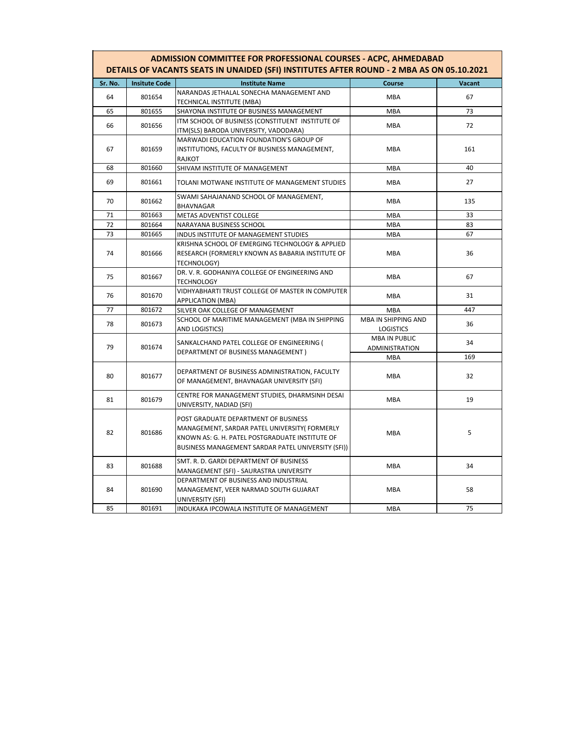## ADMISSION COMMITTEE FOR PROFESSIONAL COURSES - ACPC, AHMEDABAD
## DETAILS OF VACANTS SEATS IN UNAIDED (SFI) INSTITUTES AFTER ROUND - 2 MBA AS ON 05.10.2021

| Sr. No. | Insitute Code | Institute Name | Course | Vacant |
|---|---|---|---|---|
| 64 | 801654 | NARANDAS JETHALAL SONECHA MANAGEMENT AND TECHNICAL INSTITUTE (MBA) | MBA | 67 |
| 65 | 801655 | SHAYONA INSTITUTE OF BUSINESS MANAGEMENT | MBA | 73 |
| 66 | 801656 | ITM SCHOOL OF BUSINESS (CONSTITUENT INSTITUTE OF ITM(SLS) BARODA UNIVERSITY, VADODARA) | MBA | 72 |
| 67 | 801659 | MARWADI EDUCATION FOUNDATION'S GROUP OF INSTITUTIONS, FACULTY OF BUSINESS MANAGEMENT, RAJKOT | MBA | 161 |
| 68 | 801660 | SHIVAM INSTITUTE OF MANAGEMENT | MBA | 40 |
| 69 | 801661 | TOLANI MOTWANE INSTITUTE OF MANAGEMENT STUDIES | MBA | 27 |
| 70 | 801662 | SWAMI SAHAJANAND SCHOOL OF MANAGEMENT, BHAVNAGAR | MBA | 135 |
| 71 | 801663 | METAS ADVENTIST COLLEGE | MBA | 33 |
| 72 | 801664 | NARAYANA BUSINESS SCHOOL | MBA | 83 |
| 73 | 801665 | INDUS INSTITUTE OF MANAGEMENT STUDIES | MBA | 67 |
| 74 | 801666 | KRISHNA SCHOOL OF EMERGING TECHNOLOGY & APPLIED RESEARCH (FORMERLY KNOWN AS BABARIA INSTITUTE OF TECHNOLOGY) | MBA | 36 |
| 75 | 801667 | DR. V. R. GODHANIYA COLLEGE OF ENGINEERING AND TECHNOLOGY | MBA | 67 |
| 76 | 801670 | VIDHYABHARTI TRUST COLLEGE OF MASTER IN COMPUTER APPLICATION (MBA) | MBA | 31 |
| 77 | 801672 | SILVER OAK COLLEGE OF MANAGEMENT | MBA | 447 |
| 78 | 801673 | SCHOOL OF MARITIME MANAGEMENT (MBA IN SHIPPING AND LOGISTICS) | MBA IN SHIPPING AND LOGISTICS | 36 |
| 79 | 801674 | SANKALCHAND PATEL COLLEGE OF ENGINEERING ( DEPARTMENT OF BUSINESS MANAGEMENT ) | MBA IN PUBLIC ADMINISTRATION | 34 |
| | | | MBA | 169 |
| 80 | 801677 | DEPARTMENT OF BUSINESS ADMINISTRATION, FACULTY OF MANAGEMENT, BHAVNAGAR UNIVERSITY (SFI) | MBA | 32 |
| 81 | 801679 | CENTRE FOR MANAGEMENT STUDIES, DHARMSINH DESAI UNIVERSITY, NADIAD (SFI) | MBA | 19 |
| 82 | 801686 | POST GRADUATE DEPARTMENT OF BUSINESS MANAGEMENT, SARDAR PATEL UNIVERSITY( FORMERLY KNOWN AS: G. H. PATEL POSTGRADUATE INSTITUTE OF BUSINESS MANAGEMENT SARDAR PATEL UNIVERSITY (SFI)) | MBA | 5 |
| 83 | 801688 | SMT. R. D. GARDI DEPARTMENT OF BUSINESS MANAGEMENT (SFI) - SAURASTRA UNIVERSITY | MBA | 34 |
| 84 | 801690 | DEPARTMENT OF BUSINESS AND INDUSTRIAL MANAGEMENT, VEER NARMAD SOUTH GUJARAT UNIVERSITY (SFI) | MBA | 58 |
| 85 | 801691 | INDUKAKA IPCOWALA INSTITUTE OF MANAGEMENT | MBA | 75 |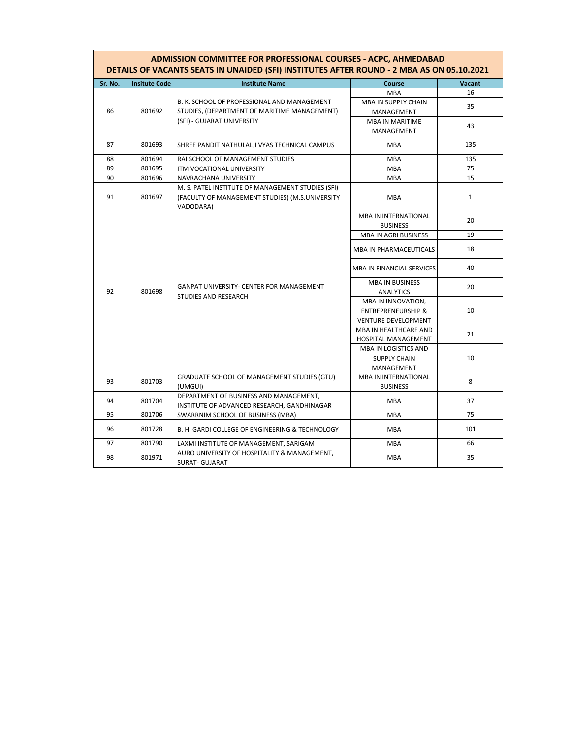## ADMISSION COMMITTEE FOR PROFESSIONAL COURSES - ACPC, AHMEDABAD
## DETAILS OF VACANTS SEATS IN UNAIDED (SFI) INSTITUTES AFTER ROUND - 2 MBA AS ON 05.10.2021

| Sr. No. | Insitute Code | Institute Name | Course | Vacant |
|---|---|---|---|---|
| 86 | 801692 | B. K. SCHOOL OF PROFESSIONAL AND MANAGEMENT STUDIES, (DEPARTMENT OF MARITIME MANAGEMENT) (SFI) - GUJARAT UNIVERSITY | MBA | 16 |
| | | | MBA IN SUPPLY CHAIN MANAGEMENT | 35 |
| | | | MBA IN MARITIME MANAGEMENT | 43 |
| 87 | 801693 | SHREE PANDIT NATHULALJI VYAS TECHNICAL CAMPUS | MBA | 135 |
| 88 | 801694 | RAI SCHOOL OF MANAGEMENT STUDIES | MBA | 135 |
| 89 | 801695 | ITM VOCATIONAL UNIVERSITY | MBA | 75 |
| 90 | 801696 | NAVRACHANA UNIVERSITY | MBA | 15 |
| 91 | 801697 | M. S. PATEL INSTITUTE OF MANAGEMENT STUDIES (SFI) (FACULTY OF MANAGEMENT STUDIES) (M.S.UNIVERSITY VADODARA) | MBA | 1 |
| 92 | 801698 | GANPAT UNIVERSITY- CENTER FOR MANAGEMENT STUDIES AND RESEARCH | MBA IN INTERNATIONAL BUSINESS | 20 |
| | | | MBA IN AGRI BUSINESS | 19 |
| | | | MBA IN PHARMACEUTICALS | 18 |
| | | | MBA IN FINANCIAL SERVICES | 40 |
| | | | MBA IN BUSINESS ANALYTICS | 20 |
| | | | MBA IN INNOVATION, ENTREPRENEURSHIP & VENTURE DEVELOPMENT | 10 |
| | | | MBA IN HEALTHCARE AND HOSPITAL MANAGEMENT | 21 |
| | | | MBA IN LOGISTICS AND SUPPLY CHAIN MANAGEMENT | 10 |
| 93 | 801703 | GRADUATE SCHOOL OF MANAGEMENT STUDIES (GTU) (UMGUI) | MBA IN INTERNATIONAL BUSINESS | 8 |
| 94 | 801704 | DEPARTMENT OF BUSINESS AND MANAGEMENT, INSTITUTE OF ADVANCED RESEARCH, GANDHINAGAR | MBA | 37 |
| 95 | 801706 | SWARRNIM SCHOOL OF BUSINESS (MBA) | MBA | 75 |
| 96 | 801728 | B. H. GARDI COLLEGE OF ENGINEERING & TECHNOLOGY | MBA | 101 |
| 97 | 801790 | LAXMI INSTITUTE OF MANAGEMENT, SARIGAM | MBA | 66 |
| 98 | 801971 | AURO UNIVERSITY OF HOSPITALITY & MANAGEMENT, SURAT- GUJARAT | MBA | 35 |